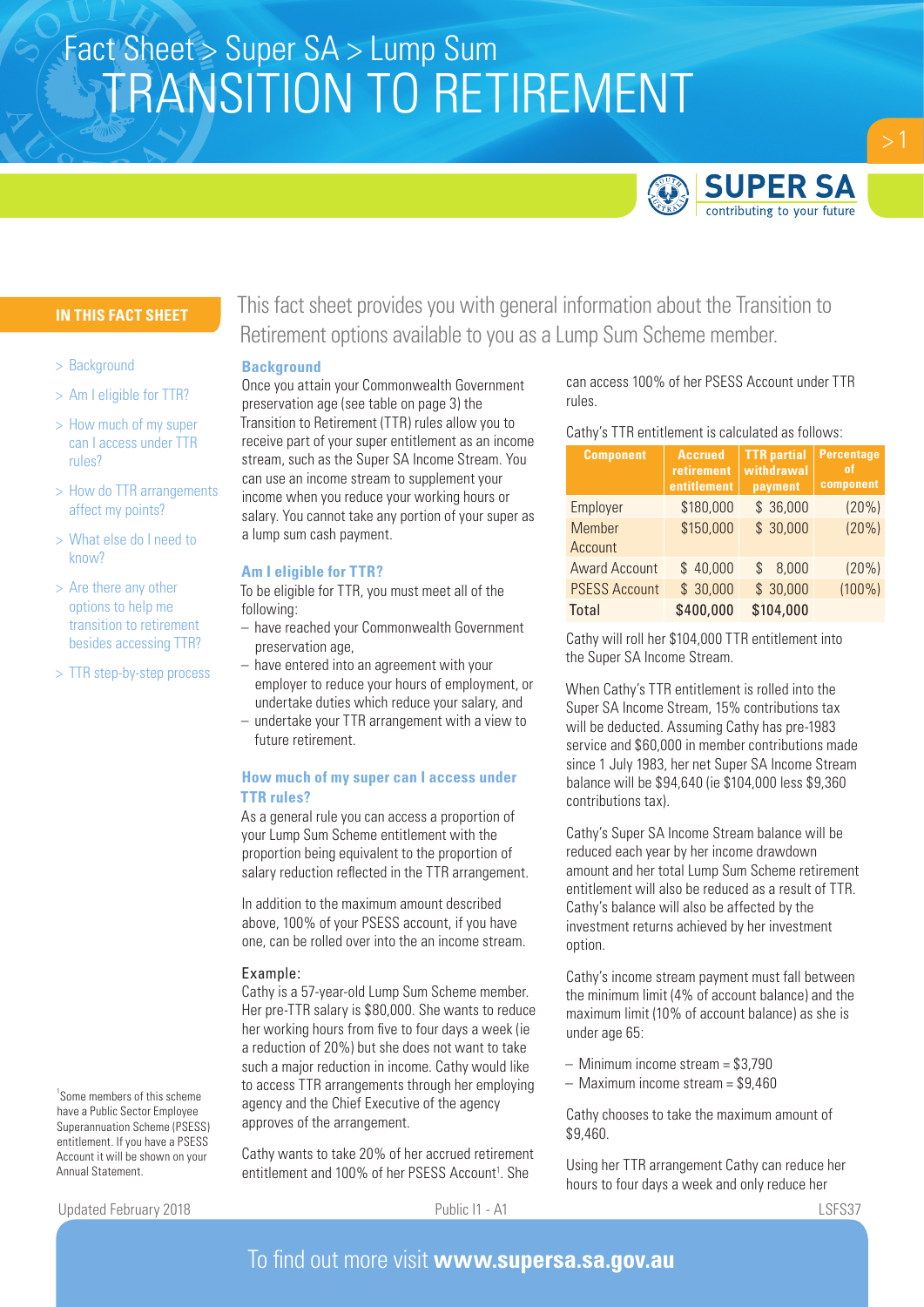# Fact Sheet > Super SA > Lump Sum

# TRANSITION TO RETIREMENT

**IN THIS FACT SHEET**

- > Background
- > Am I eligible for TTR?
- > How much of my super can I access under TTR rules?
- > How do TTR arrangements affect my points?
- > What else do I need to know?
- > Are there any other options to help me transition to retirement besides accessing TTR?
- > TTR step-by-step process

This fact sheet provides you with general information about the Transition to Retirement options available to you as a Lump Sum Scheme member.

## Background

Once you attain your Commonwealth Government preservation age (see table on page 3) the Transition to Retirement (TTR) rules allow you to receive part of your super entitlement as an income stream, such as the Super SA Income Stream. You can use an income stream to supplement your income when you reduce your working hours or salary. You cannot take any portion of your super as a lump sum cash payment.

## Am I eligible for TTR?

To be eligible for TTR, you must meet all of the following:

- have reached your Commonwealth Government preservation age,
- have entered into an agreement with your employer to reduce your hours of employment, or undertake duties which reduce your salary, and
- undertake your TTR arrangement with a view to future retirement.

## How much of my super can I access under TTR rules?

As a general rule you can access a proportion of your Lump Sum Scheme entitlement with the proportion being equivalent to the proportion of salary reduction reflected in the TTR arrangement.

In addition to the maximum amount described above, 100% of your PSESS account, if you have one, can be rolled over into the an income stream.

**Example:**

Cathy is a 57-year-old Lump Sum Scheme member. Her pre-TTR salary is $80,000. She wants to reduce her working hours from five to four days a week (ie a reduction of 20%) but she does not want to take such a major reduction in income. Cathy would like to access TTR arrangements through her employing agency and the Chief Executive of the agency approves of the arrangement.

Cathy wants to take 20% of her accrued retirement entitlement and 100% of her PSESS Account[1]. She can access 100% of her PSESS Account under TTR rules.

Cathy's TTR entitlement is calculated as follows:

| Component | Accrued retirement entitlement | TTR partial withdrawal payment | Percentage of component |
|---|---|---|---|
| Employer | $180,000 | $ 36,000 | (20%) |
| Member Account | $150,000 | $ 30,000 | (20%) |
| Award Account | $ 40,000 | $ 8,000 | (20%) |
| PSESS Account | $ 30,000 | $ 30,000 | (100%) |
| **Total** | **$400,000** | **$104,000** | |

Cathy will roll her $104,000 TTR entitlement into the Super SA Income Stream.

When Cathy's TTR entitlement is rolled into the Super SA Income Stream, 15% contributions tax will be deducted. Assuming Cathy has pre-1983 service and $60,000 in member contributions made since 1 July 1983, her net Super SA Income Stream balance will be $94,640 (ie $104,000 less $9,360 contributions tax).

Cathy's Super SA Income Stream balance will be reduced each year by her income drawdown amount and her total Lump Sum Scheme retirement entitlement will also be reduced as a result of TTR. Cathy's balance will also be affected by the investment returns achieved by her investment option.

Cathy's income stream payment must fall between the minimum limit (4% of account balance) and the maximum limit (10% of account balance) as she is under age 65:

- Minimum income stream = $3,790
- Maximum income stream = $9,460

Cathy chooses to take the maximum amount of $9,460.

Using her TTR arrangement Cathy can reduce her hours to four days a week and only reduce her

[1]Some members of this scheme have a Public Sector Employee Superannuation Scheme (PSESS) entitlement. If you have a PSESS Account it will be shown on your Annual Statement.

Updated February 2018 Public I1 - A1 LSFS37

To find out more visit **www.supersa.sa.gov.au**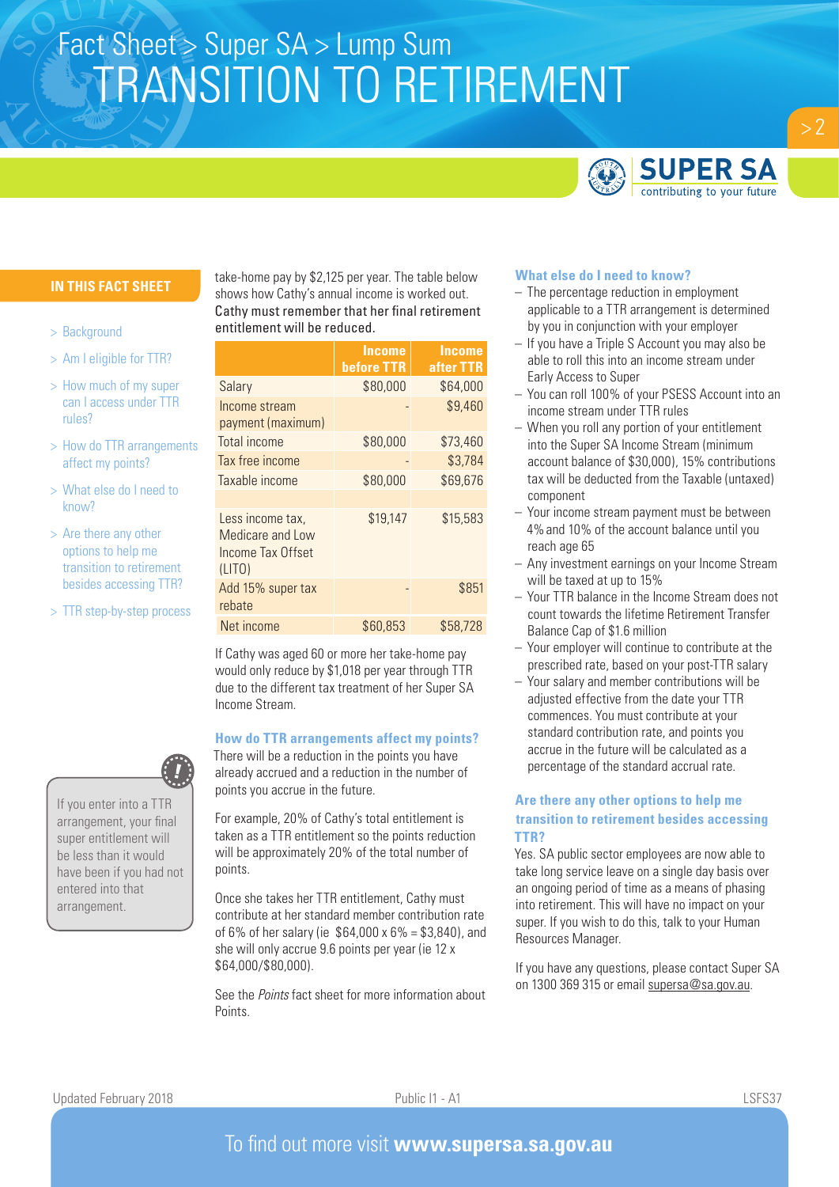take-home pay by $2,125 per year. The table below shows how Cathy's annual income is worked out. Cathy must remember that her final retirement entitlement will be reduced.

| | Income before TTR | Income after TTR |
|---|---|---|
| Salary | $80,000 | $64,000 |
| Income stream payment (maximum) | - | $9,460 |
| Total income | $80,000 | $73,460 |
| Tax free income | - | $3,784 |
| Taxable income | $80,000 | $69,676 |
| | | |
| Less income tax, Medicare and Low Income Tax Offset (LITO) | $19,147 | $15,583 |
| Add 15% super tax rebate | - | $851 |
| Net income | $60,853 | $58,728 |

If Cathy was aged 60 or more her take-home pay would only reduce by $1,018 per year through TTR due to the different tax treatment of her Super SA Income Stream.

## How do TTR arrangements affect my points?

There will be a reduction in the points you have already accrued and a reduction in the number of points you accrue in the future.

For example, 20% of Cathy's total entitlement is taken as a TTR entitlement so the points reduction will be approximately 20% of the total number of points.

Once she takes her TTR entitlement, Cathy must contribute at her standard member contribution rate of 6% of her salary (ie $64,000 x 6% = $3,840), and she will only accrue 9.6 points per year (ie 12 x $64,000/$80,000).

See the *Points* fact sheet for more information about Points.

> If you enter into a TTR arrangement, your final super entitlement will be less than it would have been if you had not entered into that arrangement.

## What else do I need to know?

- The percentage reduction in employment applicable to a TTR arrangement is determined by you in conjunction with your employer
- If you have a Triple S Account you may also be able to roll this into an income stream under Early Access to Super
- You can roll 100% of your PSESS Account into an income stream under TTR rules
- When you roll any portion of your entitlement into the Super SA Income Stream (minimum account balance of $30,000), 15% contributions tax will be deducted from the Taxable (untaxed) component
- Your income stream payment must be between 4% and 10% of the account balance until you reach age 65
- Any investment earnings on your Income Stream will be taxed at up to 15%
- Your TTR balance in the Income Stream does not count towards the lifetime Retirement Transfer Balance Cap of $1.6 million
- Your employer will continue to contribute at the prescribed rate, based on your post-TTR salary
- Your salary and member contributions will be adjusted effective from the date your TTR commences. You must contribute at your standard contribution rate, and points you accrue in the future will be calculated as a percentage of the standard accrual rate.

## Are there any other options to help me transition to retirement besides accessing TTR?

Yes. SA public sector employees are now able to take long service leave on a single day basis over an ongoing period of time as a means of phasing into retirement. This will have no impact on your super. If you wish to do this, talk to your Human Resources Manager.

If you have any questions, please contact Super SA on 1300 369 315 or email supersa@sa.gov.au.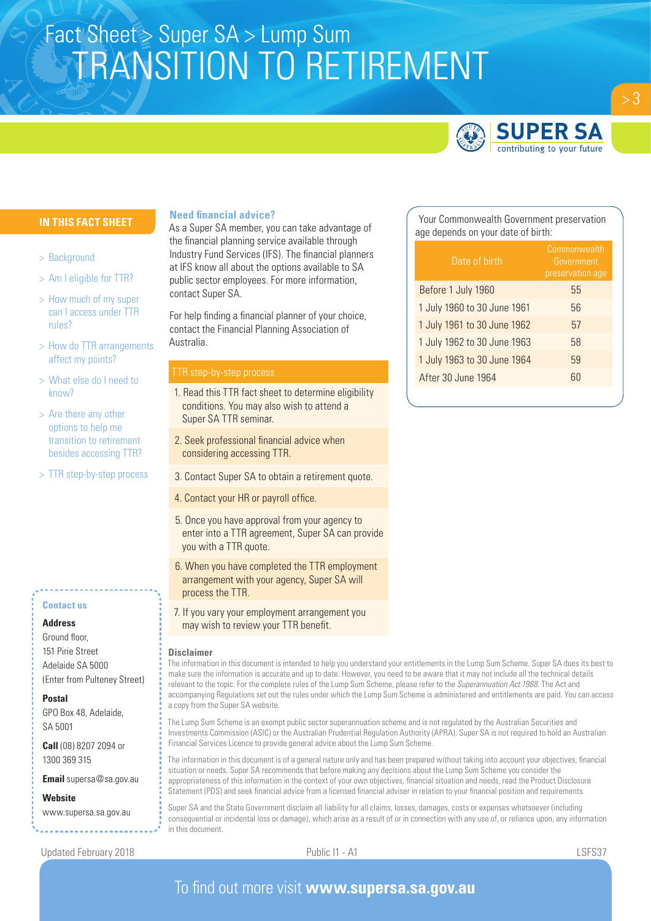# Fact Sheet > Super SA > Lump Sum
# TRANSITION TO RETIREMENT

SUPER SA
contributing to your future

## IN THIS FACT SHEET

- > Background
- > Am I eligible for TTR?
- > How much of my super can I access under TTR rules?
- > How do TTR arrangements affect my points?
- > What else do I need to know?
- > Are there any other options to help me transition to retirement besides accessing TTR?
- > TTR step-by-step process

### Need financial advice?

As a Super SA member, you can take advantage of the financial planning service available through Industry Fund Services (IFS). The financial planners at IFS know all about the options available to SA public sector employees. For more information, contact Super SA.

For help finding a financial planner of your choice, contact the Financial Planning Association of Australia.

### TTR step-by-step process

1. Read this TTR fact sheet to determine eligibility conditions. You may also wish to attend a Super SA TTR seminar.
2. Seek professional financial advice when considering accessing TTR.
3. Contact Super SA to obtain a retirement quote.
4. Contact your HR or payroll office.
5. Once you have approval from your agency to enter into a TTR agreement, Super SA can provide you with a TTR quote.
6. When you have completed the TTR employment arrangement with your agency, Super SA will process the TTR.
7. If you vary your employment arrangement you may wish to review your TTR benefit.

Your Commonwealth Government preservation age depends on your date of birth:

| Date of birth | Commonwealth Government preservation age |
|---|---|
| Before 1 July 1960 | 55 |
| 1 July 1960 to 30 June 1961 | 56 |
| 1 July 1961 to 30 June 1962 | 57 |
| 1 July 1962 to 30 June 1963 | 58 |
| 1 July 1963 to 30 June 1964 | 59 |
| After 30 June 1964 | 60 |

### Contact us

**Address**
Ground floor,
151 Pirie Street
Adelaide SA 5000
(Enter from Pulteney Street)

**Postal**
GPO Box 48, Adelaide,
SA 5001

**Call** (08) 8207 2094 or
1300 369 315

**Email** supersa@sa.gov.au

**Website**
www.supersa.sa.gov.au

### Disclaimer

The information in this document is intended to help you understand your entitlements in the Lump Sum Scheme. Super SA does its best to make sure the information is accurate and up to date. However, you need to be aware that it may not include all the technical details relevant to the topic. For the complete rules of the Lump Sum Scheme, please refer to the *Superannuation Act 1988*. The Act and accompanying Regulations set out the rules under which the Lump Sum Scheme is administered and entitlements are paid. You can access a copy from the Super SA website.

The Lump Sum Scheme is an exempt public sector superannuation scheme and is not regulated by the Australian Securities and Investments Commission (ASIC) or the Australian Prudential Regulation Authority (APRA). Super SA is not required to hold an Australian Financial Services Licence to provide general advice about the Lump Sum Scheme.

The information in this document is of a general nature only and has been prepared without taking into account your objectives, financial situation or needs. Super SA recommends that before making any decisions about the Lump Sum Scheme you consider the appropriateness of this information in the context of your own objectives, financial situation and needs, read the Product Disclosure Statement (PDS) and seek financial advice from a licensed financial adviser in relation to your financial position and requirements.

Super SA and the State Government disclaim all liability for all claims, losses, damages, costs or expenses whatsoever (including consequential or incidental loss or damage), which arise as a result of or in connection with any use of, or reliance upon, any information in this document.

Updated February 2018 | Public I1 - A1 | LSFS37

To find out more visit **www.supersa.sa.gov.au**